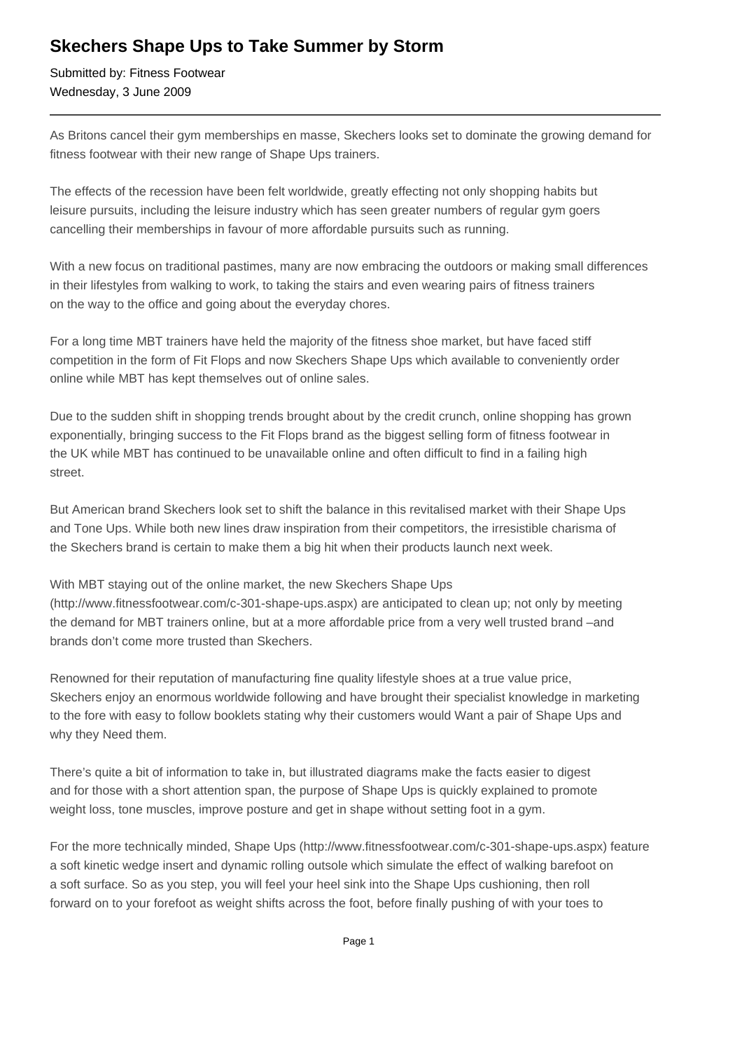# Skechers Shape Ups to Take Summer by Storm

Submitted by: Fitness Footwear
Wednesday, 3 June 2009

---

As Britons cancel their gym memberships en masse, Skechers looks set to dominate the growing demand for fitness footwear with their new range of Shape Ups trainers.

The effects of the recession have been felt worldwide, greatly effecting not only shopping habits but leisure pursuits, including the leisure industry which has seen greater numbers of regular gym goers cancelling their memberships in favour of more affordable pursuits such as running.

With a new focus on traditional pastimes, many are now embracing the outdoors or making small differences in their lifestyles from walking to work, to taking the stairs and even wearing pairs of fitness trainers on the way to the office and going about the everyday chores.

For a long time MBT trainers have held the majority of the fitness shoe market, but have faced stiff competition in the form of Fit Flops and now Skechers Shape Ups which available to conveniently order online while MBT has kept themselves out of online sales.

Due to the sudden shift in shopping trends brought about by the credit crunch, online shopping has grown exponentially, bringing success to the Fit Flops brand as the biggest selling form of fitness footwear in the UK while MBT has continued to be unavailable online and often difficult to find in a failing high street.

But American brand Skechers look set to shift the balance in this revitalised market with their Shape Ups and Tone Ups. While both new lines draw inspiration from their competitors, the irresistible charisma of the Skechers brand is certain to make them a big hit when their products launch next week.

With MBT staying out of the online market, the new Skechers Shape Ups (http://www.fitnessfootwear.com/c-301-shape-ups.aspx) are anticipated to clean up; not only by meeting the demand for MBT trainers online, but at a more affordable price from a very well trusted brand –and brands don't come more trusted than Skechers.

Renowned for their reputation of manufacturing fine quality lifestyle shoes at a true value price, Skechers enjoy an enormous worldwide following and have brought their specialist knowledge in marketing to the fore with easy to follow booklets stating why their customers would Want a pair of Shape Ups and why they Need them.

There's quite a bit of information to take in, but illustrated diagrams make the facts easier to digest and for those with a short attention span, the purpose of Shape Ups is quickly explained to promote weight loss, tone muscles, improve posture and get in shape without setting foot in a gym.

For the more technically minded, Shape Ups (http://www.fitnessfootwear.com/c-301-shape-ups.aspx) feature a soft kinetic wedge insert and dynamic rolling outsole which simulate the effect of walking barefoot on a soft surface. So as you step, you will feel your heel sink into the Shape Ups cushioning, then roll forward on to your forefoot as weight shifts across the foot, before finally pushing of with your toes to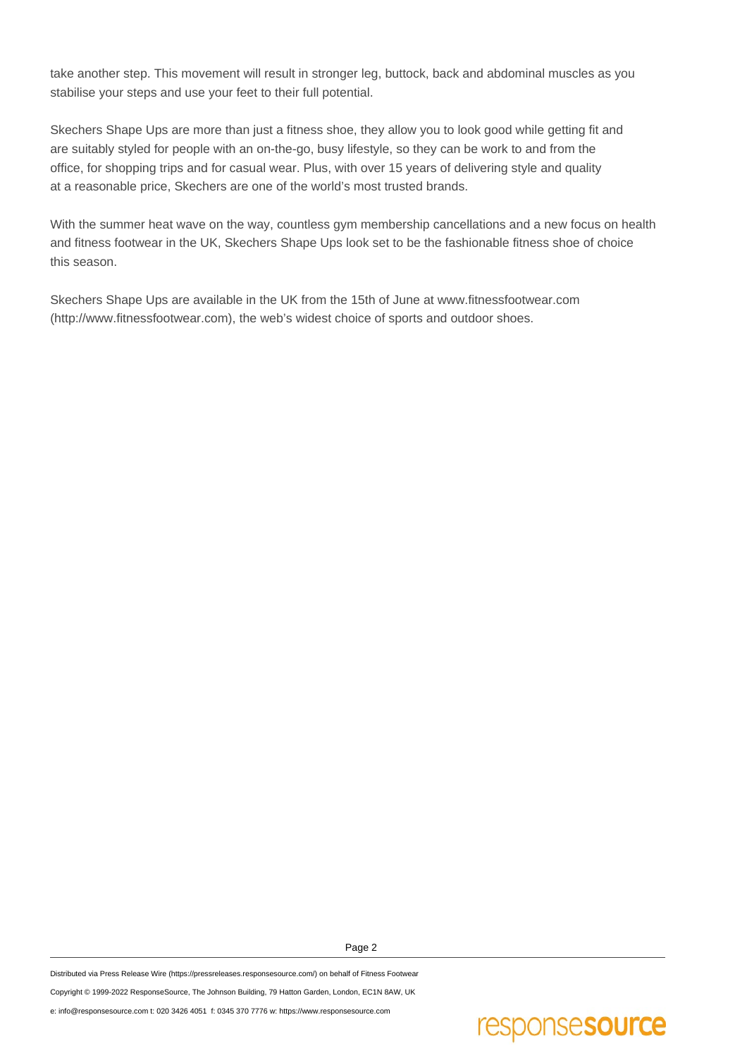take another step. This movement will result in stronger leg, buttock, back and abdominal muscles as you stabilise your steps and use your feet to their full potential.

Skechers Shape Ups are more than just a fitness shoe, they allow you to look good while getting fit and are suitably styled for people with an on-the-go, busy lifestyle, so they can be work to and from the office, for shopping trips and for casual wear. Plus, with over 15 years of delivering style and quality at a reasonable price, Skechers are one of the world's most trusted brands.

With the summer heat wave on the way, countless gym membership cancellations and a new focus on health and fitness footwear in the UK, Skechers Shape Ups look set to be the fashionable fitness shoe of choice this season.

Skechers Shape Ups are available in the UK from the 15th of June at www.fitnessfootwear.com (http://www.fitnessfootwear.com), the web's widest choice of sports and outdoor shoes.